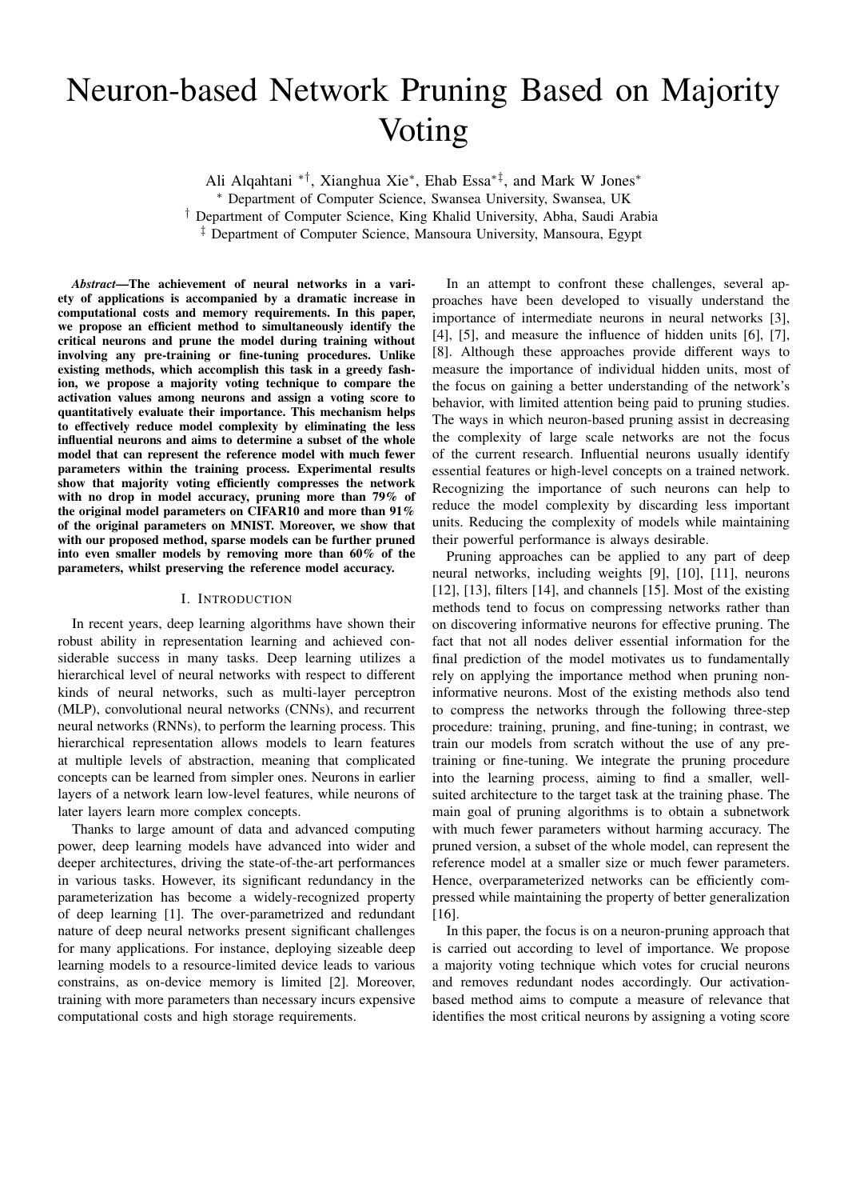# Neuron-based Network Pruning Based on Majority Voting

Ali Alqahtani [*†], Xianghua Xie[*], Ehab Essa[*‡], and Mark W Jones[*]

[*] Department of Computer Science, Swansea University, Swansea, UK
[†] Department of Computer Science, King Khalid University, Abha, Saudi Arabia
[‡] Department of Computer Science, Mansoura University, Mansoura, Egypt

***Abstract*—The achievement of neural networks in a variety of applications is accompanied by a dramatic increase in computational costs and memory requirements. In this paper, we propose an efficient method to simultaneously identify the critical neurons and prune the model during training without involving any pre-training or fine-tuning procedures. Unlike existing methods, which accomplish this task in a greedy fashion, we propose a majority voting technique to compare the activation values among neurons and assign a voting score to quantitatively evaluate their importance. This mechanism helps to effectively reduce model complexity by eliminating the less influential neurons and aims to determine a subset of the whole model that can represent the reference model with much fewer parameters within the training process. Experimental results show that majority voting efficiently compresses the network with no drop in model accuracy, pruning more than 79% of the original model parameters on CIFAR10 and more than 91% of the original parameters on MNIST. Moreover, we show that with our proposed method, sparse models can be further pruned into even smaller models by removing more than 60% of the parameters, whilst preserving the reference model accuracy.**

## I. Introduction

In recent years, deep learning algorithms have shown their robust ability in representation learning and achieved considerable success in many tasks. Deep learning utilizes a hierarchical level of neural networks with respect to different kinds of neural networks, such as multi-layer perceptron (MLP), convolutional neural networks (CNNs), and recurrent neural networks (RNNs), to perform the learning process. This hierarchical representation allows models to learn features at multiple levels of abstraction, meaning that complicated concepts can be learned from simpler ones. Neurons in earlier layers of a network learn low-level features, while neurons of later layers learn more complex concepts.

Thanks to large amount of data and advanced computing power, deep learning models have advanced into wider and deeper architectures, driving the state-of-the-art performances in various tasks. However, its significant redundancy in the parameterization has become a widely-recognized property of deep learning [1]. The over-parametrized and redundant nature of deep neural networks present significant challenges for many applications. For instance, deploying sizeable deep learning models to a resource-limited device leads to various constrains, as on-device memory is limited [2]. Moreover, training with more parameters than necessary incurs expensive computational costs and high storage requirements.

In an attempt to confront these challenges, several approaches have been developed to visually understand the importance of intermediate neurons in neural networks [3], [4], [5], and measure the influence of hidden units [6], [7], [8]. Although these approaches provide different ways to measure the importance of individual hidden units, most of the focus on gaining a better understanding of the network's behavior, with limited attention being paid to pruning studies. The ways in which neuron-based pruning assist in decreasing the complexity of large scale networks are not the focus of the current research. Influential neurons usually identify essential features or high-level concepts on a trained network. Recognizing the importance of such neurons can help to reduce the model complexity by discarding less important units. Reducing the complexity of models while maintaining their powerful performance is always desirable.

Pruning approaches can be applied to any part of deep neural networks, including weights [9], [10], [11], neurons [12], [13], filters [14], and channels [15]. Most of the existing methods tend to focus on compressing networks rather than on discovering informative neurons for effective pruning. The fact that not all nodes deliver essential information for the final prediction of the model motivates us to fundamentally rely on applying the importance method when pruning non-informative neurons. Most of the existing methods also tend to compress the networks through the following three-step procedure: training, pruning, and fine-tuning; in contrast, we train our models from scratch without the use of any pre-training or fine-tuning. We integrate the pruning procedure into the learning process, aiming to find a smaller, well-suited architecture to the target task at the training phase. The main goal of pruning algorithms is to obtain a subnetwork with much fewer parameters without harming accuracy. The pruned version, a subset of the whole model, can represent the reference model at a smaller size or much fewer parameters. Hence, overparameterized networks can be efficiently compressed while maintaining the property of better generalization [16].

In this paper, the focus is on a neuron-pruning approach that is carried out according to level of importance. We propose a majority voting technique which votes for crucial neurons and removes redundant nodes accordingly. Our activation-based method aims to compute a measure of relevance that identifies the most critical neurons by assigning a voting score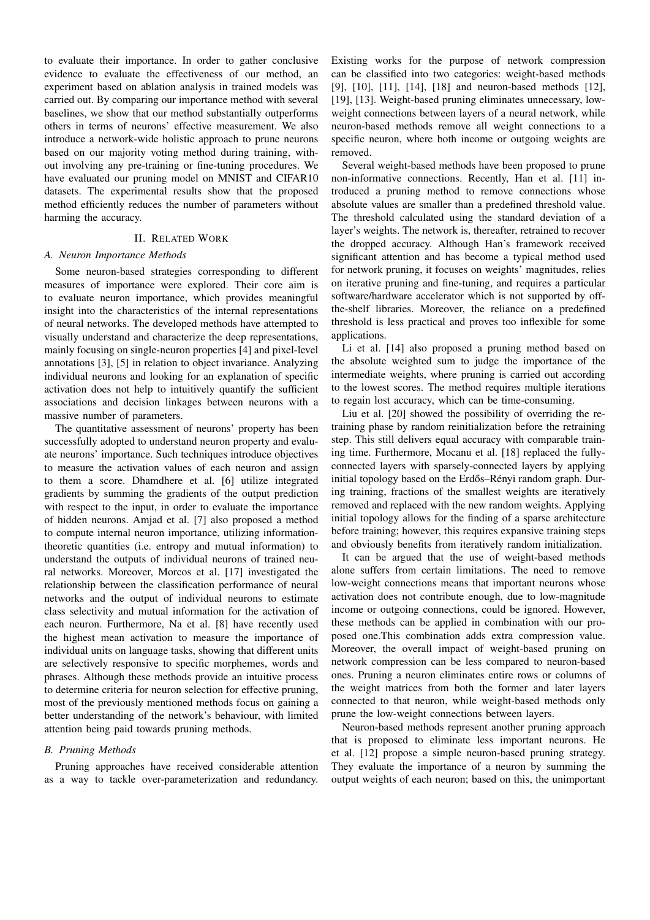to evaluate their importance. In order to gather conclusive evidence to evaluate the effectiveness of our method, an experiment based on ablation analysis in trained models was carried out. By comparing our importance method with several baselines, we show that our method substantially outperforms others in terms of neurons' effective measurement. We also introduce a network-wide holistic approach to prune neurons based on our majority voting method during training, without involving any pre-training or fine-tuning procedures. We have evaluated our pruning model on MNIST and CIFAR10 datasets. The experimental results show that the proposed method efficiently reduces the number of parameters without harming the accuracy.

## II. Related Work

### A. Neuron Importance Methods

Some neuron-based strategies corresponding to different measures of importance were explored. Their core aim is to evaluate neuron importance, which provides meaningful insight into the characteristics of the internal representations of neural networks. The developed methods have attempted to visually understand and characterize the deep representations, mainly focusing on single-neuron properties [4] and pixel-level annotations [3], [5] in relation to object invariance. Analyzing individual neurons and looking for an explanation of specific activation does not help to intuitively quantify the sufficient associations and decision linkages between neurons with a massive number of parameters.

The quantitative assessment of neurons' property has been successfully adopted to understand neuron property and evaluate neurons' importance. Such techniques introduce objectives to measure the activation values of each neuron and assign to them a score. Dhamdhere et al. [6] utilize integrated gradients by summing the gradients of the output prediction with respect to the input, in order to evaluate the importance of hidden neurons. Amjad et al. [7] also proposed a method to compute internal neuron importance, utilizing information-theoretic quantities (i.e. entropy and mutual information) to understand the outputs of individual neurons of trained neural networks. Moreover, Morcos et al. [17] investigated the relationship between the classification performance of neural networks and the output of individual neurons to estimate class selectivity and mutual information for the activation of each neuron. Furthermore, Na et al. [8] have recently used the highest mean activation to measure the importance of individual units on language tasks, showing that different units are selectively responsive to specific morphemes, words and phrases. Although these methods provide an intuitive process to determine criteria for neuron selection for effective pruning, most of the previously mentioned methods focus on gaining a better understanding of the network's behaviour, with limited attention being paid towards pruning methods.

### B. Pruning Methods

Pruning approaches have received considerable attention as a way to tackle over-parameterization and redundancy. Existing works for the purpose of network compression can be classified into two categories: weight-based methods [9], [10], [11], [14], [18] and neuron-based methods [12], [19], [13]. Weight-based pruning eliminates unnecessary, low-weight connections between layers of a neural network, while neuron-based methods remove all weight connections to a specific neuron, where both income or outgoing weights are removed.

Several weight-based methods have been proposed to prune non-informative connections. Recently, Han et al. [11] introduced a pruning method to remove connections whose absolute values are smaller than a predefined threshold value. The threshold calculated using the standard deviation of a layer's weights. The network is, thereafter, retrained to recover the dropped accuracy. Although Han's framework received significant attention and has become a typical method used for network pruning, it focuses on weights' magnitudes, relies on iterative pruning and fine-tuning, and requires a particular software/hardware accelerator which is not supported by off-the-shelf libraries. Moreover, the reliance on a predefined threshold is less practical and proves too inflexible for some applications.

Li et al. [14] also proposed a pruning method based on the absolute weighted sum to judge the importance of the intermediate weights, where pruning is carried out according to the lowest scores. The method requires multiple iterations to regain lost accuracy, which can be time-consuming.

Liu et al. [20] showed the possibility of overriding the retraining phase by random reinitialization before the retraining step. This still delivers equal accuracy with comparable training time. Furthermore, Mocanu et al. [18] replaced the fully-connected layers with sparsely-connected layers by applying initial topology based on the Erdős–Rényi random graph. During training, fractions of the smallest weights are iteratively removed and replaced with the new random weights. Applying initial topology allows for the finding of a sparse architecture before training; however, this requires expansive training steps and obviously benefits from iteratively random initialization.

It can be argued that the use of weight-based methods alone suffers from certain limitations. The need to remove low-weight connections means that important neurons whose activation does not contribute enough, due to low-magnitude income or outgoing connections, could be ignored. However, these methods can be applied in combination with our proposed one.This combination adds extra compression value. Moreover, the overall impact of weight-based pruning on network compression can be less compared to neuron-based ones. Pruning a neuron eliminates entire rows or columns of the weight matrices from both the former and later layers connected to that neuron, while weight-based methods only prune the low-weight connections between layers.

Neuron-based methods represent another pruning approach that is proposed to eliminate less important neurons. He et al. [12] propose a simple neuron-based pruning strategy. They evaluate the importance of a neuron by summing the output weights of each neuron; based on this, the unimportant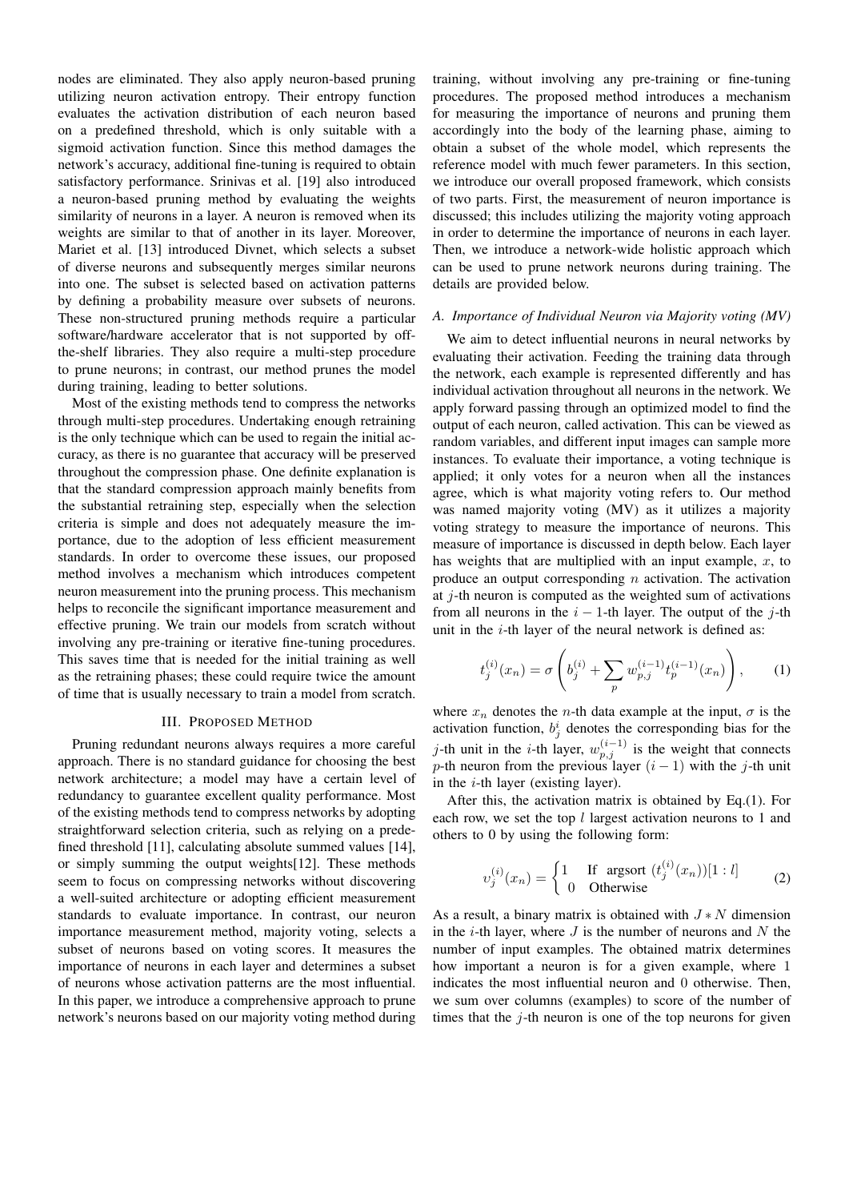nodes are eliminated. They also apply neuron-based pruning utilizing neuron activation entropy. Their entropy function evaluates the activation distribution of each neuron based on a predefined threshold, which is only suitable with a sigmoid activation function. Since this method damages the network's accuracy, additional fine-tuning is required to obtain satisfactory performance. Srinivas et al. [19] also introduced a neuron-based pruning method by evaluating the weights similarity of neurons in a layer. A neuron is removed when its weights are similar to that of another in its layer. Moreover, Mariet et al. [13] introduced Divnet, which selects a subset of diverse neurons and subsequently merges similar neurons into one. The subset is selected based on activation patterns by defining a probability measure over subsets of neurons. These non-structured pruning methods require a particular software/hardware accelerator that is not supported by off-the-shelf libraries. They also require a multi-step procedure to prune neurons; in contrast, our method prunes the model during training, leading to better solutions.

Most of the existing methods tend to compress the networks through multi-step procedures. Undertaking enough retraining is the only technique which can be used to regain the initial accuracy, as there is no guarantee that accuracy will be preserved throughout the compression phase. One definite explanation is that the standard compression approach mainly benefits from the substantial retraining step, especially when the selection criteria is simple and does not adequately measure the importance, due to the adoption of less efficient measurement standards. In order to overcome these issues, our proposed method involves a mechanism which introduces competent neuron measurement into the pruning process. This mechanism helps to reconcile the significant importance measurement and effective pruning. We train our models from scratch without involving any pre-training or iterative fine-tuning procedures. This saves time that is needed for the initial training as well as the retraining phases; these could require twice the amount of time that is usually necessary to train a model from scratch.

## III. Proposed Method

Pruning redundant neurons always requires a more careful approach. There is no standard guidance for choosing the best network architecture; a model may have a certain level of redundancy to guarantee excellent quality performance. Most of the existing methods tend to compress networks by adopting straightforward selection criteria, such as relying on a predefined threshold [11], calculating absolute summed values [14], or simply summing the output weights[12]. These methods seem to focus on compressing networks without discovering a well-suited architecture or adopting efficient measurement standards to evaluate importance. In contrast, our neuron importance measurement method, majority voting, selects a subset of neurons based on voting scores. It measures the importance of neurons in each layer and determines a subset of neurons whose activation patterns are the most influential. In this paper, we introduce a comprehensive approach to prune network's neurons based on our majority voting method during training, without involving any pre-training or fine-tuning procedures. The proposed method introduces a mechanism for measuring the importance of neurons and pruning them accordingly into the body of the learning phase, aiming to obtain a subset of the whole model, which represents the reference model with much fewer parameters. In this section, we introduce our overall proposed framework, which consists of two parts. First, the measurement of neuron importance is discussed; this includes utilizing the majority voting approach in order to determine the importance of neurons in each layer. Then, we introduce a network-wide holistic approach which can be used to prune network neurons during training. The details are provided below.

### A. Importance of Individual Neuron via Majority voting (MV)

We aim to detect influential neurons in neural networks by evaluating their activation. Feeding the training data through the network, each example is represented differently and has individual activation throughout all neurons in the network. We apply forward passing through an optimized model to find the output of each neuron, called activation. This can be viewed as random variables, and different input images can sample more instances. To evaluate their importance, a voting technique is applied; it only votes for a neuron when all the instances agree, which is what majority voting refers to. Our method was named majority voting (MV) as it utilizes a majority voting strategy to measure the importance of neurons. This measure of importance is discussed in depth below. Each layer has weights that are multiplied with an input example, $x$, to produce an output corresponding $n$ activation. The activation at $j$-th neuron is computed as the weighted sum of activations from all neurons in the $i-1$-th layer. The output of the $j$-th unit in the $i$-th layer of the neural network is defined as:

$$t_j^{(i)}(x_n) = \sigma\left(b_j^{(i)} + \sum_p w_{p,j}^{(i-1)} t_p^{(i-1)}(x_n)\right), \tag{1}$$

where $x_n$ denotes the $n$-th data example at the input, $\sigma$ is the activation function, $b_j^i$ denotes the corresponding bias for the $j$-th unit in the $i$-th layer, $w_{p,j}^{(i-1)}$ is the weight that connects $p$-th neuron from the previous layer $(i-1)$ with the $j$-th unit in the $i$-th layer (existing layer).

After this, the activation matrix is obtained by Eq.(1). For each row, we set the top $l$ largest activation neurons to 1 and others to 0 by using the following form:

$$\upsilon_j^{(i)}(x_n) = \begin{cases} 1 & \text{If argsort } (t_j^{(i)}(x_n))[1:l] \\ 0 & \text{Otherwise} \end{cases} \tag{2}$$

As a result, a binary matrix is obtained with $J * N$ dimension in the $i$-th layer, where $J$ is the number of neurons and $N$ the number of input examples. The obtained matrix determines how important a neuron is for a given example, where 1 indicates the most influential neuron and 0 otherwise. Then, we sum over columns (examples) to score of the number of times that the $j$-th neuron is one of the top neurons for given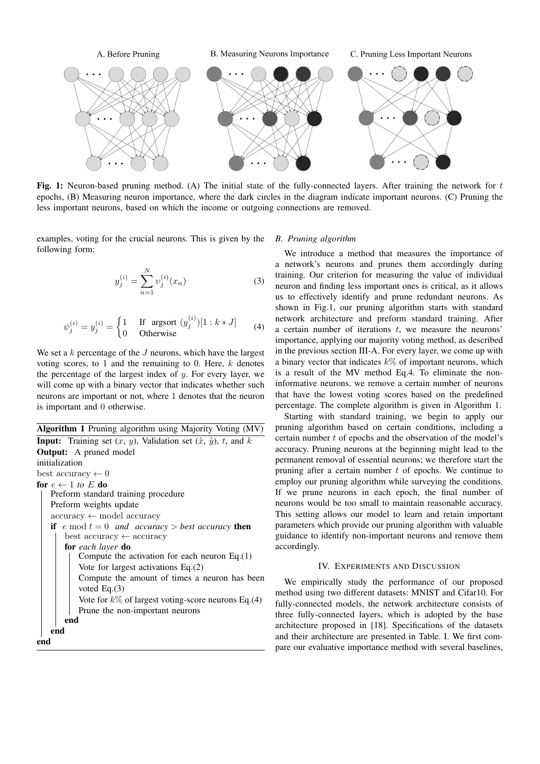A. Before Pruning B. Measuring Neurons Importance C. Pruning Less Important Neurons

**Fig. 1:** Neuron-based pruning method. (A) The initial state of the fully-connected layers. After training the network for $t$ epochs, (B) Measuring neuron importance, where the dark circles in the diagram indicate important neurons. (C) Pruning the less important neurons, based on which the income or outgoing connections are removed.

examples, voting for the crucial neurons. This is given by the following form:

$$y_j^{(i)} = \sum_{n=1}^{N} v_j^{(i)}(x_n) \tag{3}$$

$$\psi_j^{(i)} = y_j^{(i)} = \begin{cases} 1 & \text{If argsort } (y_j^{(i)})[1 : k * J] \\ 0 & \text{Otherwise} \end{cases} \tag{4}$$

We set a $k$ percentage of the $J$ neurons, which have the largest voting scores, to 1 and the remaining to 0. Here, $k$ denotes the percentage of the largest index of $y$. For every layer, we will come up with a binary vector that indicates whether such neurons are important or not, where 1 denotes that the neuron is important and 0 otherwise.

**Algorithm 1** Pruning algorithm using Majority Voting (MV)

```
Input: Training set (x, y), Validation set (x̂, ŷ), t, and k
Output: A pruned model
initialization
best accuracy ← 0
for e ← 1 to E do
    Preform standard training procedure
    Preform weights update
    accuracy ← model accuracy
    if e mod t = 0 and accuracy > best accuracy then
        best accuracy ← accuracy
        for each layer do
            Compute the activation for each neuron Eq.(1)
            Vote for largest activations Eq.(2)
            Compute the amount of times a neuron has been voted Eq.(3)
            Vote for k% of largest voting-score neurons Eq.(4)
            Prune the non-important neurons
        end
    end
end
```

### B. Pruning algorithm

We introduce a method that measures the importance of a network's neurons and prunes them accordingly during training. Our criterion for measuring the value of individual neuron and finding less important ones is critical, as it allows us to effectively identify and prune redundant neurons. As shown in Fig.1, our pruning algorithm starts with standard network architecture and preform standard training. After a certain number of iterations $t$, we measure the neurons' importance, applying our majority voting method, as described in the previous section III-A. For every layer, we come up with a binary vector that indicates $k\%$ of important neurons, which is a result of the MV method Eq.4. To eliminate the non-informative neurons, we remove a certain number of neurons that have the lowest voting scores based on the predefined percentage. The complete algorithm is given in Algorithm 1.

Starting with standard training, we begin to apply our pruning algorithm based on certain conditions, including a certain number $t$ of epochs and the observation of the model's accuracy. Pruning neurons at the beginning might lead to the permanent removal of essential neurons; we therefore start the pruning after a certain number $t$ of epochs. We continue to employ our pruning algorithm while surveying the conditions. If we prune neurons in each epoch, the final number of neurons would be too small to maintain reasonable accuracy. This setting allows our model to learn and retain important parameters which provide our pruning algorithm with valuable guidance to identify non-important neurons and remove them accordingly.

## IV. Experiments and Discussion

We empirically study the performance of our proposed method using two different datasets: MNIST and Cifar10. For fully-connected models, the network architecture consists of three fully-connected layers, which is adopted by the base architecture proposed in [18]. Specifications of the datasets and their architecture are presented in Table. I. We first compare our evaluative importance method with several baselines,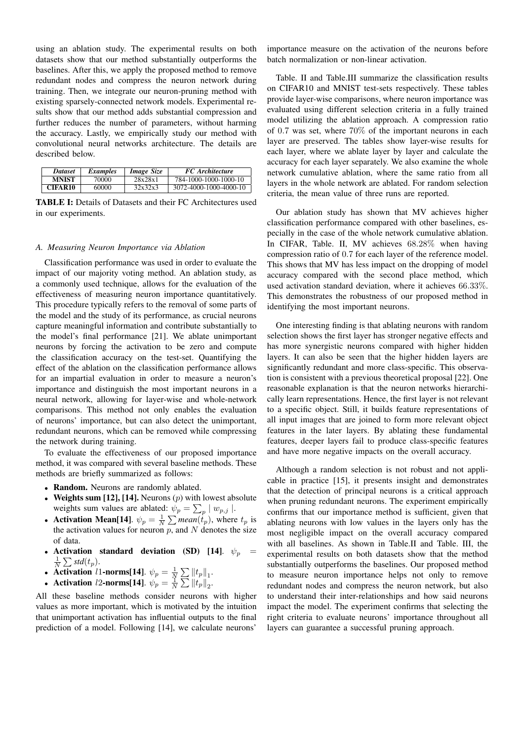using an ablation study. The experimental results on both datasets show that our method substantially outperforms the baselines. After this, we apply the proposed method to remove redundant nodes and compress the neuron network during training. Then, we integrate our neuron-pruning method with existing sparsely-connected network models. Experimental results show that our method adds substantial compression and further reduces the number of parameters, without harming the accuracy. Lastly, we empirically study our method with convolutional neural networks architecture. The details are described below.

| *Dataset* | *Examples* | *Image Size* | *FC Architecture* |
|---|---|---|---|
| **MNIST** | 70000 | 28x28x1 | 784-1000-1000-1000-10 |
| **CIFAR10** | 60000 | 32x32x3 | 3072-4000-1000-4000-10 |

**TABLE I:** Details of Datasets and their FC Architectures used in our experiments.

### *A. Measuring Neuron Importance via Ablation*

Classification performance was used in order to evaluate the impact of our majority voting method. An ablation study, as a commonly used technique, allows for the evaluation of the effectiveness of measuring neuron importance quantitatively. This procedure typically refers to the removal of some parts of the model and the study of its performance, as crucial neurons capture meaningful information and contribute substantially to the model's final performance [21]. We ablate unimportant neurons by forcing the activation to be zero and compute the classification accuracy on the test-set. Quantifying the effect of the ablation on the classification performance allows for an impartial evaluation in order to measure a neuron's importance and distinguish the most important neurons in a neural network, allowing for layer-wise and whole-network comparisons. This method not only enables the evaluation of neurons' importance, but can also detect the unimportant, redundant neurons, which can be removed while compressing the network during training.

To evaluate the effectiveness of our proposed importance method, it was compared with several baseline methods. These methods are briefly summarized as follows:

- **Random.** Neurons are randomly ablated.
- **Weights sum [12], [14].** Neurons ($p$) with lowest absolute weights sum values are ablated: $\psi_p = \sum_p \mid w_{p,j} \mid$.
- **Activation Mean[14].** $\psi_p = \frac{1}{N} \sum mean(t_p)$, where $t_p$ is the activation values for neuron $p$, and $N$ denotes the size of data.
- **Activation standard deviation (SD) [14].** $\psi_p = \frac{1}{N} \sum std(t_p)$.
- **Activation $l1$-norms[14].** $\psi_p = \frac{1}{N} \sum \|t_p\|_1$.
- **Activation $l2$-norms[14].** $\psi_p = \frac{1}{N} \sum \|t_p\|_2$.

All these baseline methods consider neurons with higher values as more important, which is motivated by the intuition that unimportant activation has influential outputs to the final prediction of a model. Following [14], we calculate neurons' importance measure on the activation of the neurons before batch normalization or non-linear activation.

Table. II and Table.III summarize the classification results on CIFAR10 and MNIST test-sets respectively. These tables provide layer-wise comparisons, where neuron importance was evaluated using different selection criteria in a fully trained model utilizing the ablation approach. A compression ratio of $0.7$ was set, where $70\%$ of the important neurons in each layer are preserved. The tables show layer-wise results for each layer, where we ablate layer by layer and calculate the accuracy for each layer separately. We also examine the whole network cumulative ablation, where the same ratio from all layers in the whole network are ablated. For random selection criteria, the mean value of three runs are reported.

Our ablation study has shown that MV achieves higher classification performance compared with other baselines, especially in the case of the whole network cumulative ablation. In CIFAR, Table. II, MV achieves $68.28\%$ when having compression ratio of $0.7$ for each layer of the reference model. This shows that MV has less impact on the dropping of model accuracy compared with the second place method, which used activation standard deviation, where it achieves $66.33\%$. This demonstrates the robustness of our proposed method in identifying the most important neurons.

One interesting finding is that ablating neurons with random selection shows the first layer has stronger negative effects and has more synergistic neurons compared with higher hidden layers. It can also be seen that the higher hidden layers are significantly redundant and more class-specific. This observation is consistent with a previous theoretical proposal [22]. One reasonable explanation is that the neuron networks hierarchically learn representations. Hence, the first layer is not relevant to a specific object. Still, it builds feature representations of all input images that are joined to form more relevant object features in the later layers. By ablating these fundamental features, deeper layers fail to produce class-specific features and have more negative impacts on the overall accuracy.

Although a random selection is not robust and not applicable in practice [15], it presents insight and demonstrates that the detection of principal neurons is a critical approach when pruning redundant neurons. The experiment empirically confirms that our importance method is sufficient, given that ablating neurons with low values in the layers only has the most negligible impact on the overall accuracy compared with all baselines. As shown in Table.II and Table. III, the experimental results on both datasets show that the method substantially outperforms the baselines. Our proposed method to measure neuron importance helps not only to remove redundant nodes and compress the neuron network, but also to understand their inter-relationships and how said neurons impact the model. The experiment confirms that selecting the right criteria to evaluate neurons' importance throughout all layers can guarantee a successful pruning approach.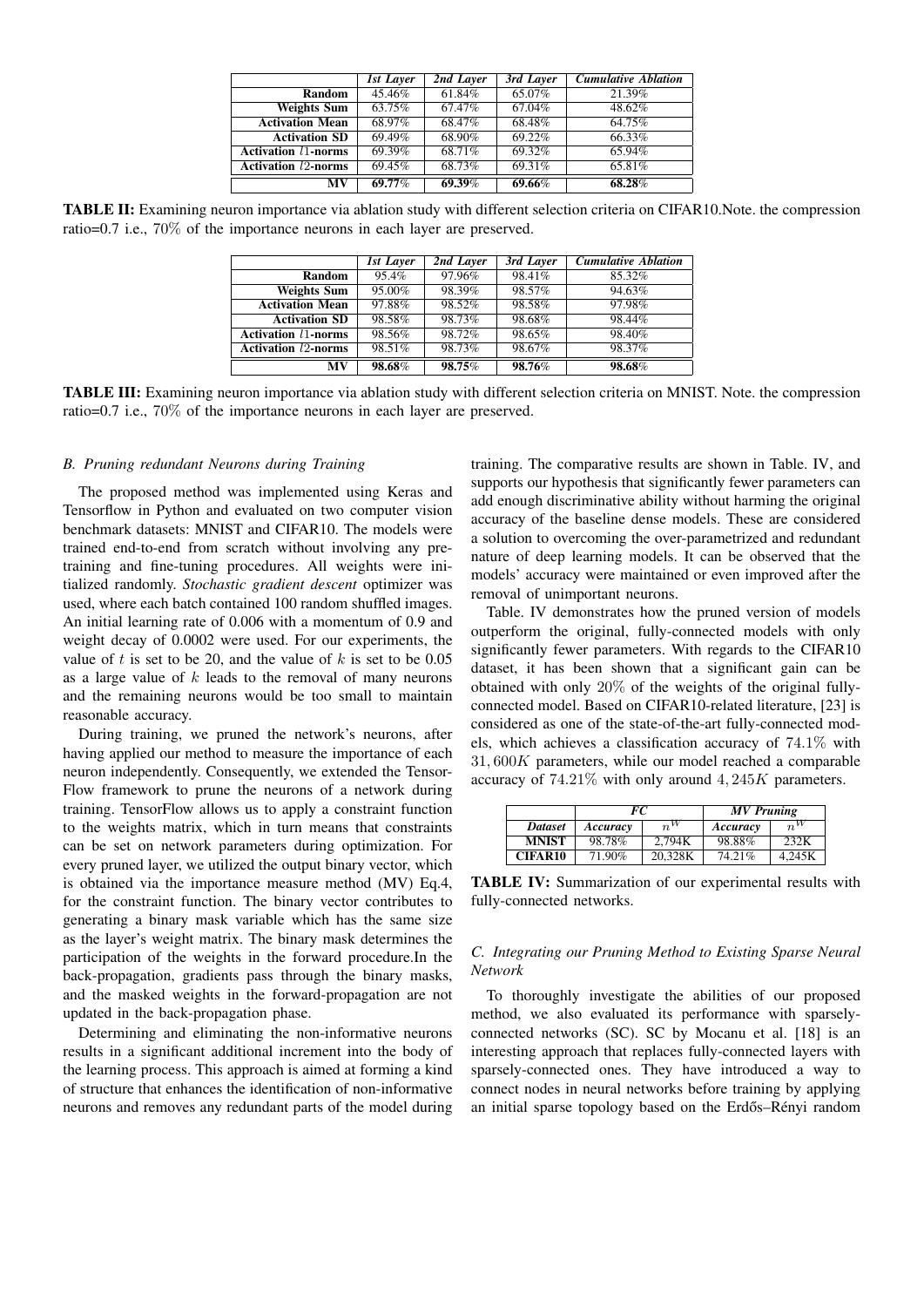| | *1st Layer* | *2nd Layer* | *3rd Layer* | *Cumulative Ablation* |
|---|---|---|---|---|
| **Random** | 45.46% | 61.84% | 65.07% | 21.39% |
| **Weights Sum** | 63.75% | 67.47% | 67.04% | 48.62% |
| **Activation Mean** | 68.97% | 68.47% | 68.48% | 64.75% |
| **Activation SD** | 69.49% | 68.90% | 69.22% | 66.33% |
| **Activation $l1$-norms** | 69.39% | 68.71% | 69.32% | 65.94% |
| **Activation $l2$-norms** | 69.45% | 68.73% | 69.31% | 65.81% |
| **MV** | **69.77**% | **69.39**% | **69.66**% | **68.28**% |

**TABLE II:** Examining neuron importance via ablation study with different selection criteria on CIFAR10.Note. the compression ratio=0.7 i.e., 70% of the importance neurons in each layer are preserved.

| | *1st Layer* | *2nd Layer* | *3rd Layer* | *Cumulative Ablation* |
|---|---|---|---|---|
| **Random** | 95.4% | 97.96% | 98.41% | 85.32% |
| **Weights Sum** | 95.00% | 98.39% | 98.57% | 94.63% |
| **Activation Mean** | 97.88% | 98.52% | 98.58% | 97.98% |
| **Activation SD** | 98.58% | 98.73% | 98.68% | 98.44% |
| **Activation $l1$-norms** | 98.56% | 98.72% | 98.65% | 98.40% |
| **Activation $l2$-norms** | 98.51% | 98.73% | 98.67% | 98.37% |
| **MV** | **98.68**% | **98.75**% | **98.76**% | **98.68**% |

**TABLE III:** Examining neuron importance via ablation study with different selection criteria on MNIST. Note. the compression ratio=0.7 i.e., 70% of the importance neurons in each layer are preserved.

### *B. Pruning redundant Neurons during Training*

The proposed method was implemented using Keras and Tensorflow in Python and evaluated on two computer vision benchmark datasets: MNIST and CIFAR10. The models were trained end-to-end from scratch without involving any pre-training and fine-tuning procedures. All weights were initialized randomly. *Stochastic gradient descent* optimizer was used, where each batch contained 100 random shuffled images. An initial learning rate of 0.006 with a momentum of 0.9 and weight decay of 0.0002 were used. For our experiments, the value of $t$ is set to be 20, and the value of $k$ is set to be 0.05 as a large value of $k$ leads to the removal of many neurons and the remaining neurons would be too small to maintain reasonable accuracy.

During training, we pruned the network's neurons, after having applied our method to measure the importance of each neuron independently. Consequently, we extended the Tensor-Flow framework to prune the neurons of a network during training. TensorFlow allows us to apply a constraint function to the weights matrix, which in turn means that constraints can be set on network parameters during optimization. For every pruned layer, we utilized the output binary vector, which is obtained via the importance measure method (MV) Eq.4, for the constraint function. The binary vector contributes to generating a binary mask variable which has the same size as the layer's weight matrix. The binary mask determines the participation of the weights in the forward procedure.In the back-propagation, gradients pass through the binary masks, and the masked weights in the forward-propagation are not updated in the back-propagation phase.

Determining and eliminating the non-informative neurons results in a significant additional increment into the body of the learning process. This approach is aimed at forming a kind of structure that enhances the identification of non-informative neurons and removes any redundant parts of the model during training. The comparative results are shown in Table. IV, and supports our hypothesis that significantly fewer parameters can add enough discriminative ability without harming the original accuracy of the baseline dense models. These are considered a solution to overcoming the over-parametrized and redundant nature of deep learning models. It can be observed that the models' accuracy were maintained or even improved after the removal of unimportant neurons.

Table. IV demonstrates how the pruned version of models outperform the original, fully-connected models with only significantly fewer parameters. With regards to the CIFAR10 dataset, it has been shown that a significant gain can be obtained with only 20% of the weights of the original fully-connected model. Based on CIFAR10-related literature, [23] is considered as one of the state-of-the-art fully-connected models, which achieves a classification accuracy of $74.1\%$ with $31,600K$ parameters, while our model reached a comparable accuracy of $74.21\%$ with only around $4,245K$ parameters.

| | *FC* | | *MV Pruning* | |
|---|---|---|---|---|
| ***Dataset*** | ***Accuracy*** | $n^W$ | ***Accuracy*** | $n^W$ |
| **MNIST** | 98.78% | 2,794K | 98.88% | 232K |
| **CIFAR10** | 71.90% | 20,328K | 74.21% | 4,245K |

**TABLE IV:** Summarization of our experimental results with fully-connected networks.

### *C. Integrating our Pruning Method to Existing Sparse Neural Network*

To thoroughly investigate the abilities of our proposed method, we also evaluated its performance with sparsely-connected networks (SC). SC by Mocanu et al. [18] is an interesting approach that replaces fully-connected layers with sparsely-connected ones. They have introduced a way to connect nodes in neural networks before training by applying an initial sparse topology based on the Erdős–Rényi random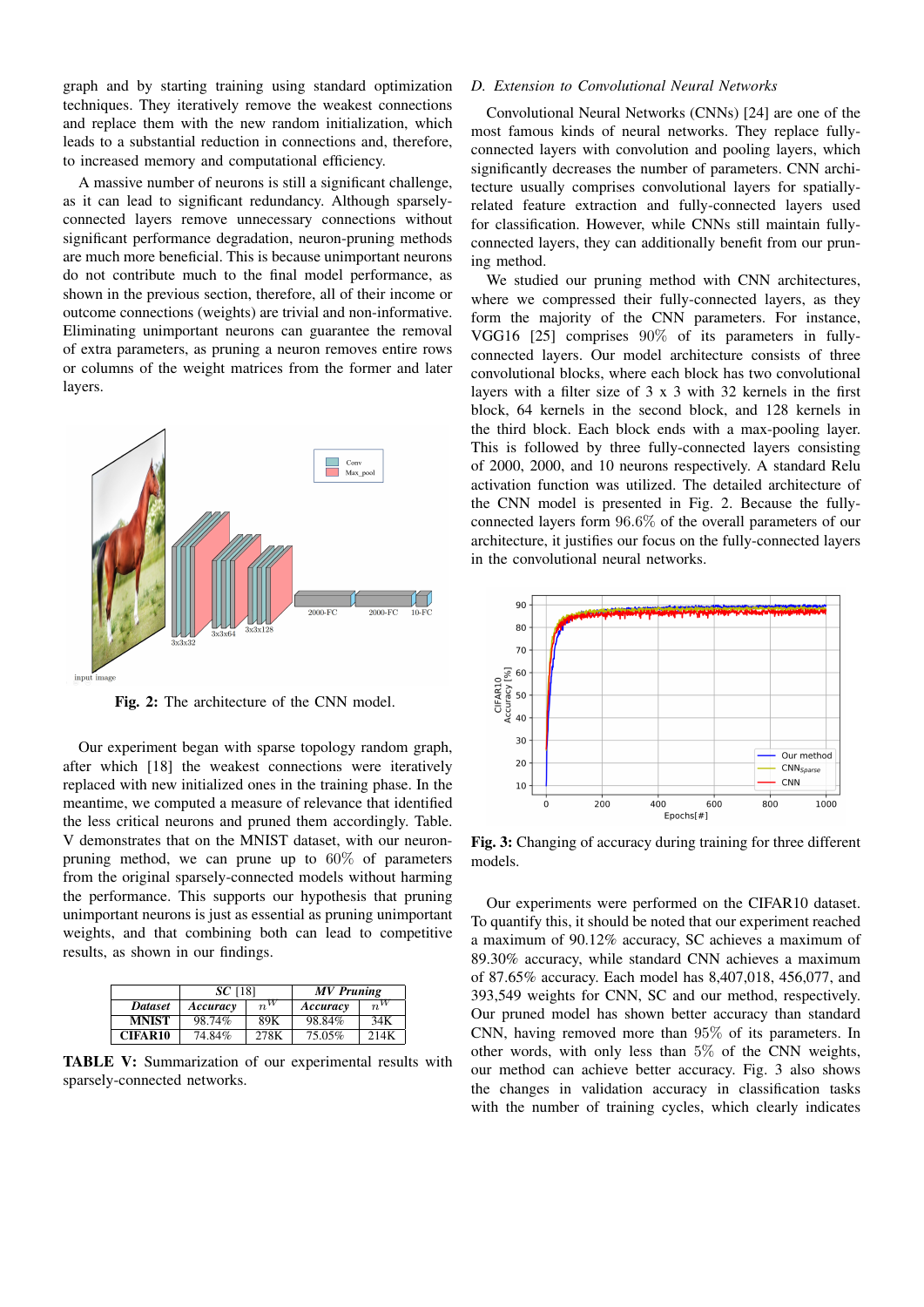graph and by starting training using standard optimization techniques. They iteratively remove the weakest connections and replace them with the new random initialization, which leads to a substantial reduction in connections and, therefore, to increased memory and computational efficiency.

A massive number of neurons is still a significant challenge, as it can lead to significant redundancy. Although sparsely-connected layers remove unnecessary connections without significant performance degradation, neuron-pruning methods are much more beneficial. This is because unimportant neurons do not contribute much to the final model performance, as shown in the previous section, therefore, all of their income or outcome connections (weights) are trivial and non-informative. Eliminating unimportant neurons can guarantee the removal of extra parameters, as pruning a neuron removes entire rows or columns of the weight matrices from the former and later layers.

**Fig. 2:** The architecture of the CNN model.

Our experiment began with sparse topology random graph, after which [18] the weakest connections were iteratively replaced with new initialized ones in the training phase. In the meantime, we computed a measure of relevance that identified the less critical neurons and pruned them accordingly. Table. V demonstrates that on the MNIST dataset, with our neuron-pruning method, we can prune up to 60% of parameters from the original sparsely-connected models without harming the performance. This supports our hypothesis that pruning unimportant neurons is just as essential as pruning unimportant weights, and that combining both can lead to competitive results, as shown in our findings.

| | *SC* [18] | | *MV Pruning* | |
|---|---|---|---|---|
| ***Dataset*** | ***Accuracy*** | $n^W$ | ***Accuracy*** | $n^W$ |
| **MNIST** | 98.74% | 89K | 98.84% | 34K |
| **CIFAR10** | 74.84% | 278K | 75.05% | 214K |

**TABLE V:** Summarization of our experimental results with sparsely-connected networks.

### D. Extension to Convolutional Neural Networks

Convolutional Neural Networks (CNNs) [24] are one of the most famous kinds of neural networks. They replace fully-connected layers with convolution and pooling layers, which significantly decreases the number of parameters. CNN architecture usually comprises convolutional layers for spatially-related feature extraction and fully-connected layers used for classification. However, while CNNs still maintain fully-connected layers, they can additionally benefit from our pruning method.

We studied our pruning method with CNN architectures, where we compressed their fully-connected layers, as they form the majority of the CNN parameters. For instance, VGG16 [25] comprises 90% of its parameters in fully-connected layers. Our model architecture consists of three convolutional blocks, where each block has two convolutional layers with a filter size of 3 x 3 with 32 kernels in the first block, 64 kernels in the second block, and 128 kernels in the third block. Each block ends with a max-pooling layer. This is followed by three fully-connected layers consisting of 2000, 2000, and 10 neurons respectively. A standard Relu activation function was utilized. The detailed architecture of the CNN model is presented in Fig. 2. Because the fully-connected layers form 96.6% of the overall parameters of our architecture, it justifies our focus on the fully-connected layers in the convolutional neural networks.

**Fig. 3:** Changing of accuracy during training for three different models.

Our experiments were performed on the CIFAR10 dataset. To quantify this, it should be noted that our experiment reached a maximum of 90.12% accuracy, SC achieves a maximum of 89.30% accuracy, while standard CNN achieves a maximum of 87.65% accuracy. Each model has 8,407,018, 456,077, and 393,549 weights for CNN, SC and our method, respectively. Our pruned model has shown better accuracy than standard CNN, having removed more than 95% of its parameters. In other words, with only less than 5% of the CNN weights, our method can achieve better accuracy. Fig. 3 also shows the changes in validation accuracy in classification tasks with the number of training cycles, which clearly indicates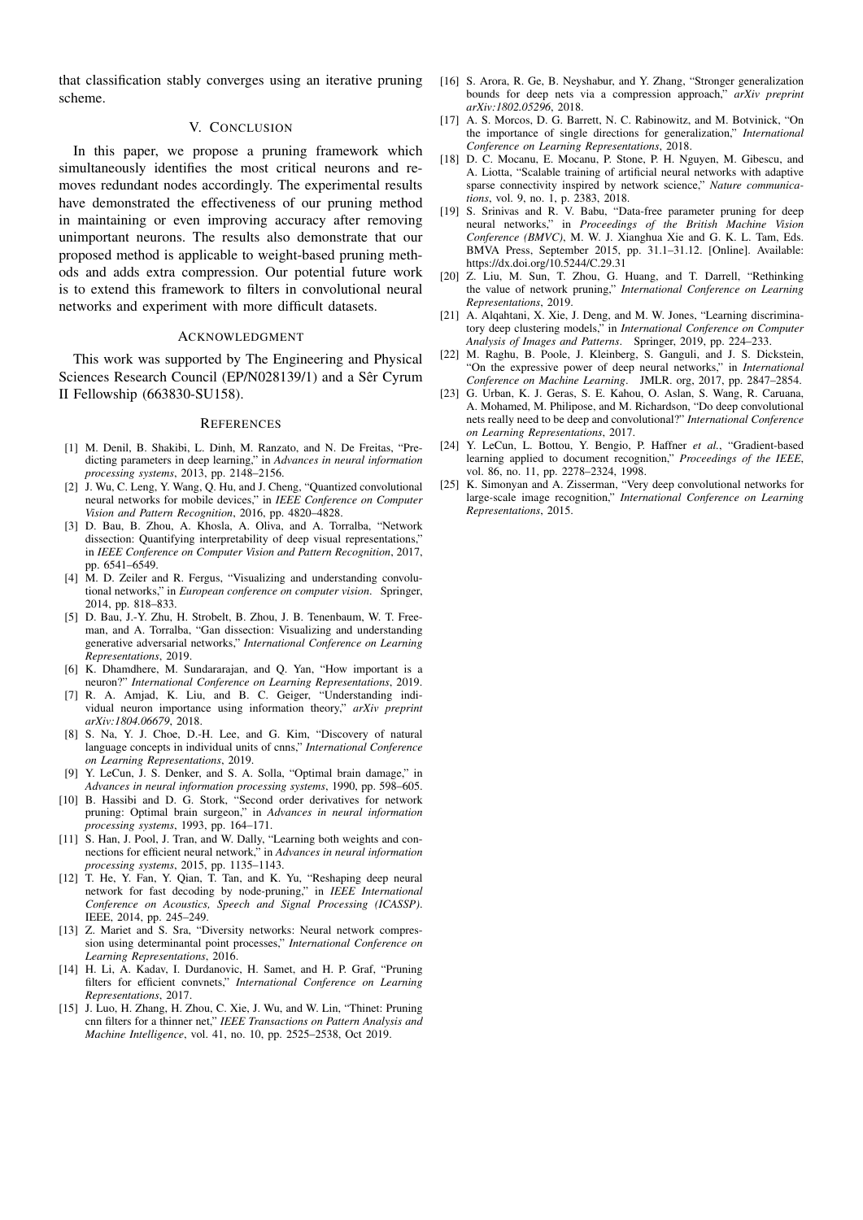that classification stably converges using an iterative pruning scheme.

## V. Conclusion

In this paper, we propose a pruning framework which simultaneously identifies the most critical neurons and removes redundant nodes accordingly. The experimental results have demonstrated the effectiveness of our pruning method in maintaining or even improving accuracy after removing unimportant neurons. The results also demonstrate that our proposed method is applicable to weight-based pruning methods and adds extra compression. Our potential future work is to extend this framework to filters in convolutional neural networks and experiment with more difficult datasets.

## Acknowledgment

This work was supported by The Engineering and Physical Sciences Research Council (EP/N028139/1) and a Sêr Cyrum II Fellowship (663830-SU158).

## References

[1] M. Denil, B. Shakibi, L. Dinh, M. Ranzato, and N. De Freitas, "Predicting parameters in deep learning," in *Advances in neural information processing systems*, 2013, pp. 2148–2156.

[2] J. Wu, C. Leng, Y. Wang, Q. Hu, and J. Cheng, "Quantized convolutional neural networks for mobile devices," in *IEEE Conference on Computer Vision and Pattern Recognition*, 2016, pp. 4820–4828.

[3] D. Bau, B. Zhou, A. Khosla, A. Oliva, and A. Torralba, "Network dissection: Quantifying interpretability of deep visual representations," in *IEEE Conference on Computer Vision and Pattern Recognition*, 2017, pp. 6541–6549.

[4] M. D. Zeiler and R. Fergus, "Visualizing and understanding convolutional networks," in *European conference on computer vision*. Springer, 2014, pp. 818–833.

[5] D. Bau, J.-Y. Zhu, H. Strobelt, B. Zhou, J. B. Tenenbaum, W. T. Freeman, and A. Torralba, "Gan dissection: Visualizing and understanding generative adversarial networks," *International Conference on Learning Representations*, 2019.

[6] K. Dhamdhere, M. Sundararajan, and Q. Yan, "How important is a neuron?" *International Conference on Learning Representations*, 2019.

[7] R. A. Amjad, K. Liu, and B. C. Geiger, "Understanding individual neuron importance using information theory," *arXiv preprint arXiv:1804.06679*, 2018.

[8] S. Na, Y. J. Choe, D.-H. Lee, and G. Kim, "Discovery of natural language concepts in individual units of cnns," *International Conference on Learning Representations*, 2019.

[9] Y. LeCun, J. S. Denker, and S. A. Solla, "Optimal brain damage," in *Advances in neural information processing systems*, 1990, pp. 598–605.

[10] B. Hassibi and D. G. Stork, "Second order derivatives for network pruning: Optimal brain surgeon," in *Advances in neural information processing systems*, 1993, pp. 164–171.

[11] S. Han, J. Pool, J. Tran, and W. Dally, "Learning both weights and connections for efficient neural network," in *Advances in neural information processing systems*, 2015, pp. 1135–1143.

[12] T. He, Y. Fan, Y. Qian, T. Tan, and K. Yu, "Reshaping deep neural network for fast decoding by node-pruning," in *IEEE International Conference on Acoustics, Speech and Signal Processing (ICASSP)*. IEEE, 2014, pp. 245–249.

[13] Z. Mariet and S. Sra, "Diversity networks: Neural network compression using determinantal point processes," *International Conference on Learning Representations*, 2016.

[14] H. Li, A. Kadav, I. Durdanovic, H. Samet, and H. P. Graf, "Pruning filters for efficient convnets," *International Conference on Learning Representations*, 2017.

[15] J. Luo, H. Zhang, H. Zhou, C. Xie, J. Wu, and W. Lin, "Thinet: Pruning cnn filters for a thinner net," *IEEE Transactions on Pattern Analysis and Machine Intelligence*, vol. 41, no. 10, pp. 2525–2538, Oct 2019.

[16] S. Arora, R. Ge, B. Neyshabur, and Y. Zhang, "Stronger generalization bounds for deep nets via a compression approach," *arXiv preprint arXiv:1802.05296*, 2018.

[17] A. S. Morcos, D. G. Barrett, N. C. Rabinowitz, and M. Botvinick, "On the importance of single directions for generalization," *International Conference on Learning Representations*, 2018.

[18] D. C. Mocanu, E. Mocanu, P. Stone, P. H. Nguyen, M. Gibescu, and A. Liotta, "Scalable training of artificial neural networks with adaptive sparse connectivity inspired by network science," *Nature communications*, vol. 9, no. 1, p. 2383, 2018.

[19] S. Srinivas and R. V. Babu, "Data-free parameter pruning for deep neural networks," in *Proceedings of the British Machine Vision Conference (BMVC)*, M. W. J. Xianghua Xie and G. K. L. Tam, Eds. BMVA Press, September 2015, pp. 31.1–31.12. [Online]. Available: https://dx.doi.org/10.5244/C.29.31

[20] Z. Liu, M. Sun, T. Zhou, G. Huang, and T. Darrell, "Rethinking the value of network pruning," *International Conference on Learning Representations*, 2019.

[21] A. Alqahtani, X. Xie, J. Deng, and M. W. Jones, "Learning discriminatory deep clustering models," in *International Conference on Computer Analysis of Images and Patterns*. Springer, 2019, pp. 224–233.

[22] M. Raghu, B. Poole, J. Kleinberg, S. Ganguli, and J. S. Dickstein, "On the expressive power of deep neural networks," in *International Conference on Machine Learning*. JMLR. org, 2017, pp. 2847–2854.

[23] G. Urban, K. J. Geras, S. E. Kahou, O. Aslan, S. Wang, R. Caruana, A. Mohamed, M. Philipose, and M. Richardson, "Do deep convolutional nets really need to be deep and convolutional?" *International Conference on Learning Representations*, 2017.

[24] Y. LeCun, L. Bottou, Y. Bengio, P. Haffner *et al.*, "Gradient-based learning applied to document recognition," *Proceedings of the IEEE*, vol. 86, no. 11, pp. 2278–2324, 1998.

[25] K. Simonyan and A. Zisserman, "Very deep convolutional networks for large-scale image recognition," *International Conference on Learning Representations*, 2015.